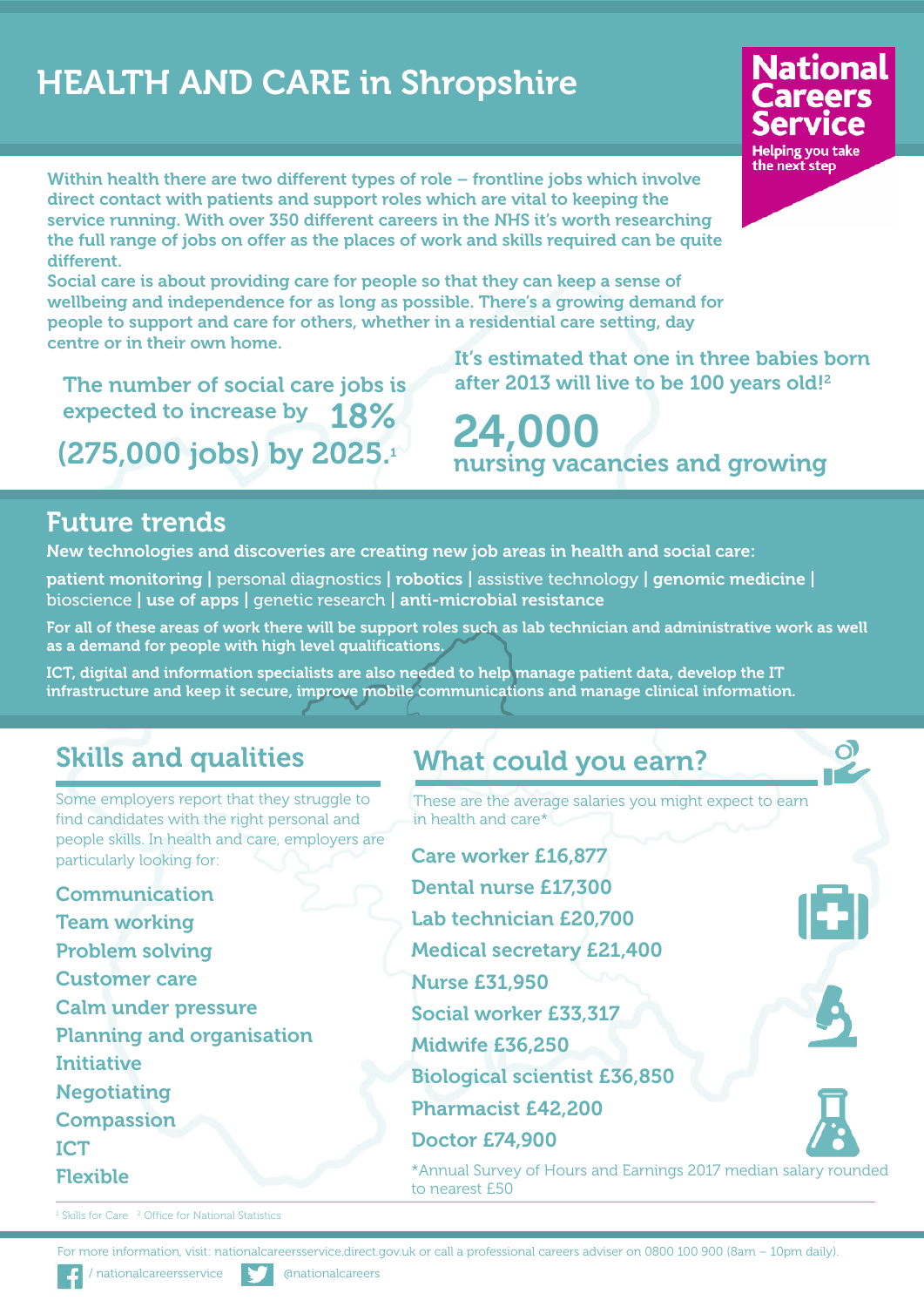# HEALTH AND CARE in Shropshire

**National Careers Service**
Helping you take the next step

Within health there are two different types of role – frontline jobs which involve direct contact with patients and support roles which are vital to keeping the service running. With over 350 different careers in the NHS it's worth researching the full range of jobs on offer as the places of work and skills required can be quite different.

Social care is about providing care for people so that they can keep a sense of wellbeing and independence for as long as possible. There's a growing demand for people to support and care for others, whether in a residential care setting, day centre or in their own home.

The number of social care jobs is expected to increase by **18%** (275,000 jobs) by 2025.[1]

It's estimated that one in three babies born after 2013 will live to be 100 years old![2]

**24,000** nursing vacancies and growing

## Future trends

New technologies and discoveries are creating new job areas in health and social care:

**patient monitoring** | personal diagnostics | **robotics** | assistive technology | **genomic medicine** | bioscience | **use of apps** | genetic research | **anti-microbial resistance**

For all of these areas of work there will be support roles such as lab technician and administrative work as well as a demand for people with high level qualifications.

ICT, digital and information specialists are also needed to help manage patient data, develop the IT infrastructure and keep it secure, improve mobile communications and manage clinical information.

## Skills and qualities

Some employers report that they struggle to find candidates with the right personal and people skills. In health and care, employers are particularly looking for:

- Communication
- Team working
- Problem solving
- Customer care
- Calm under pressure
- Planning and organisation
- Initiative
- Negotiating
- Compassion
- ICT
- Flexible

## What could you earn?

These are the average salaries you might expect to earn in health and care*

- Care worker £16,877
- Dental nurse £17,300
- Lab technician £20,700
- Medical secretary £21,400
- Nurse £31,950
- Social worker £33,317
- Midwife £36,250
- Biological scientist £36,850
- Pharmacist £42,200
- Doctor £74,900

*Annual Survey of Hours and Earnings 2017 median salary rounded to nearest £50

[1] Skills for Care [2] Office for National Statistics

For more information, visit: nationalcareersservice.direct.gov.uk or call a professional careers adviser on 0800 100 900 (8am – 10pm daily).

/ nationalcareersservice @nationalcareers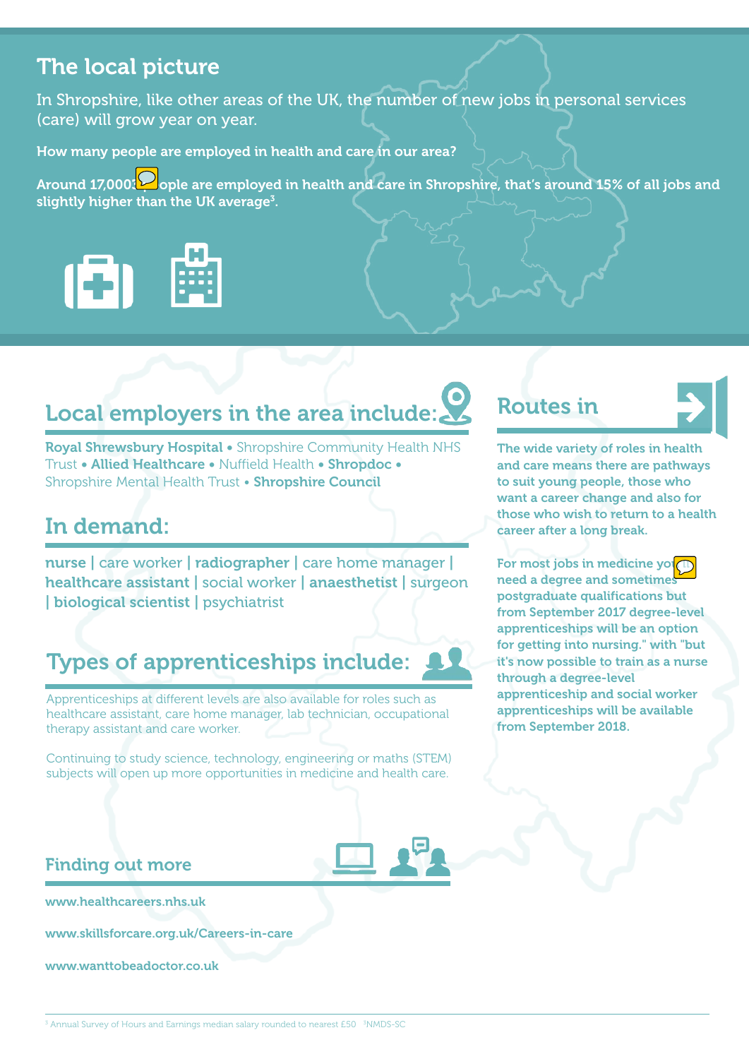## The local picture

In Shropshire, like other areas of the UK, the number of new jobs in personal services (care) will grow year on year.

**How many people are employed in health and care in our area?**

**Around 17,000 people are employed in health and care in Shropshire, that's around 15% of all jobs and slightly higher than the UK average[3].**

## Local employers in the area include:

**Royal Shrewsbury Hospital** • Shropshire Community Health NHS Trust • **Allied Healthcare** • Nuffield Health • **Shropdoc** • Shropshire Mental Health Trust • **Shropshire Council**

## In demand:

**nurse** | care worker | **radiographer** | care home manager | **healthcare assistant** | social worker | **anaesthetist** | surgeon | **biological scientist** | psychiatrist

## Types of apprenticeships include:

Apprenticeships at different levels are also available for roles such as healthcare assistant, care home manager, lab technician, occupational therapy assistant and care worker.

Continuing to study science, technology, engineering or maths (STEM) subjects will open up more opportunities in medicine and health care.

## Routes in

**The wide variety of roles in health and care means there are pathways to suit young people, those who want a career change and also for those who wish to return to a health career after a long break.**

**For most jobs in medicine you need a degree and sometimes postgraduate qualifications but from September 2017 degree-level apprenticeships will be an option for getting into nursing." with "but it's now possible to train as a nurse through a degree-level apprenticeship and social worker apprenticeships will be available from September 2018.**

### Finding out more

**www.healthcareers.nhs.uk**

**www.skillsforcare.org.uk/Careers-in-care**

**www.wanttobeadoctor.co.uk**

[3] Annual Survey of Hours and Earnings median salary rounded to nearest £50 [3]NMDS-SC